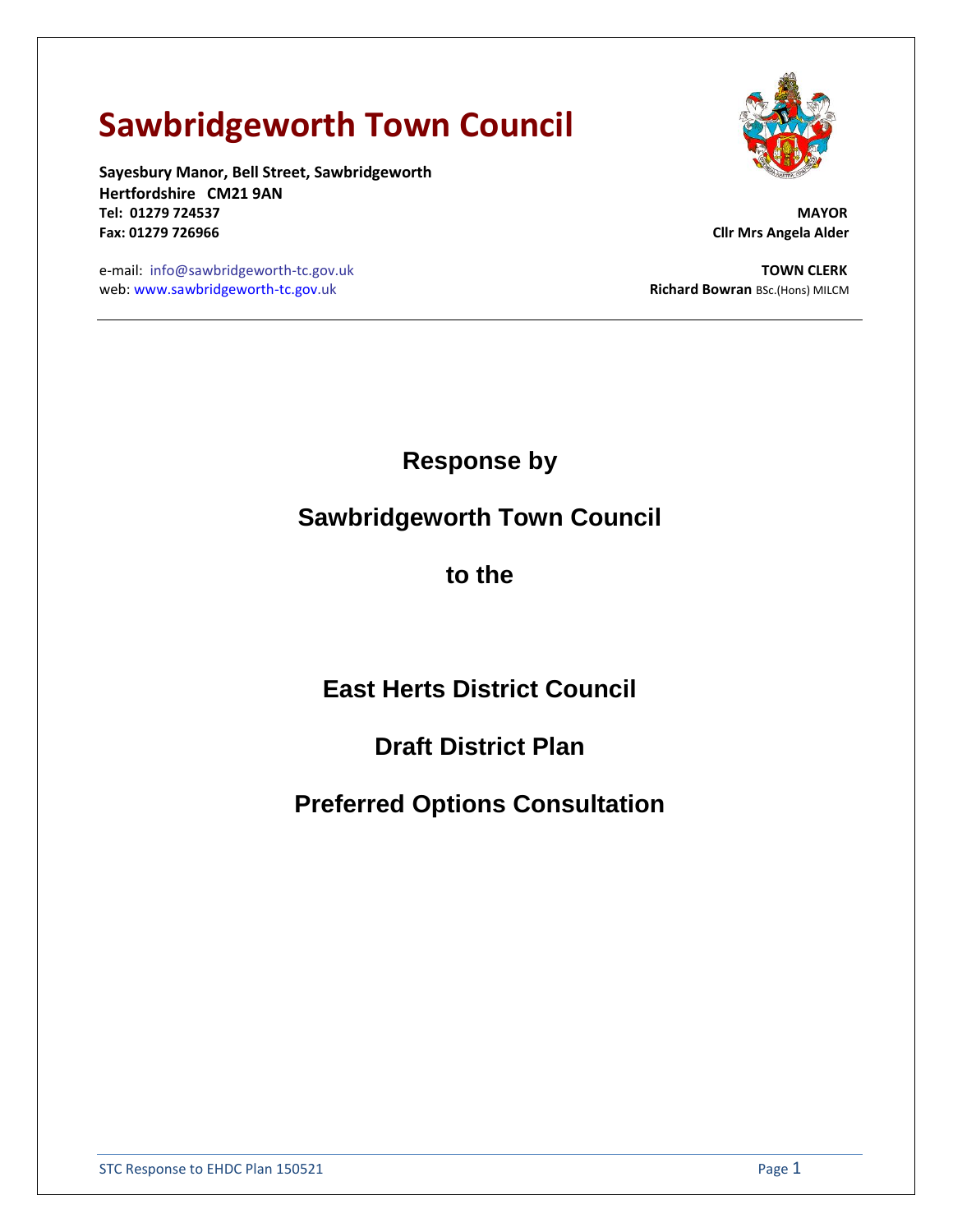# Sawbridgeworth Town Council

**Sayesbury Manor, Bell Street, Sawbridgeworth**
**Hertfordshire CM21 9AN**
**Tel: 01279 724537**
**Fax: 01279 726966**

e-mail: info@sawbridgeworth-tc.gov.uk
web: www.sawbridgeworth-tc.gov.uk

**MAYOR**
**Cllr Mrs Angela Alder**

**TOWN CLERK**
**Richard Bowran** BSc.(Hons) MILCM

---

## Response by

## Sawbridgeworth Town Council

## to the

## East Herts District Council

## Draft District Plan

## Preferred Options Consultation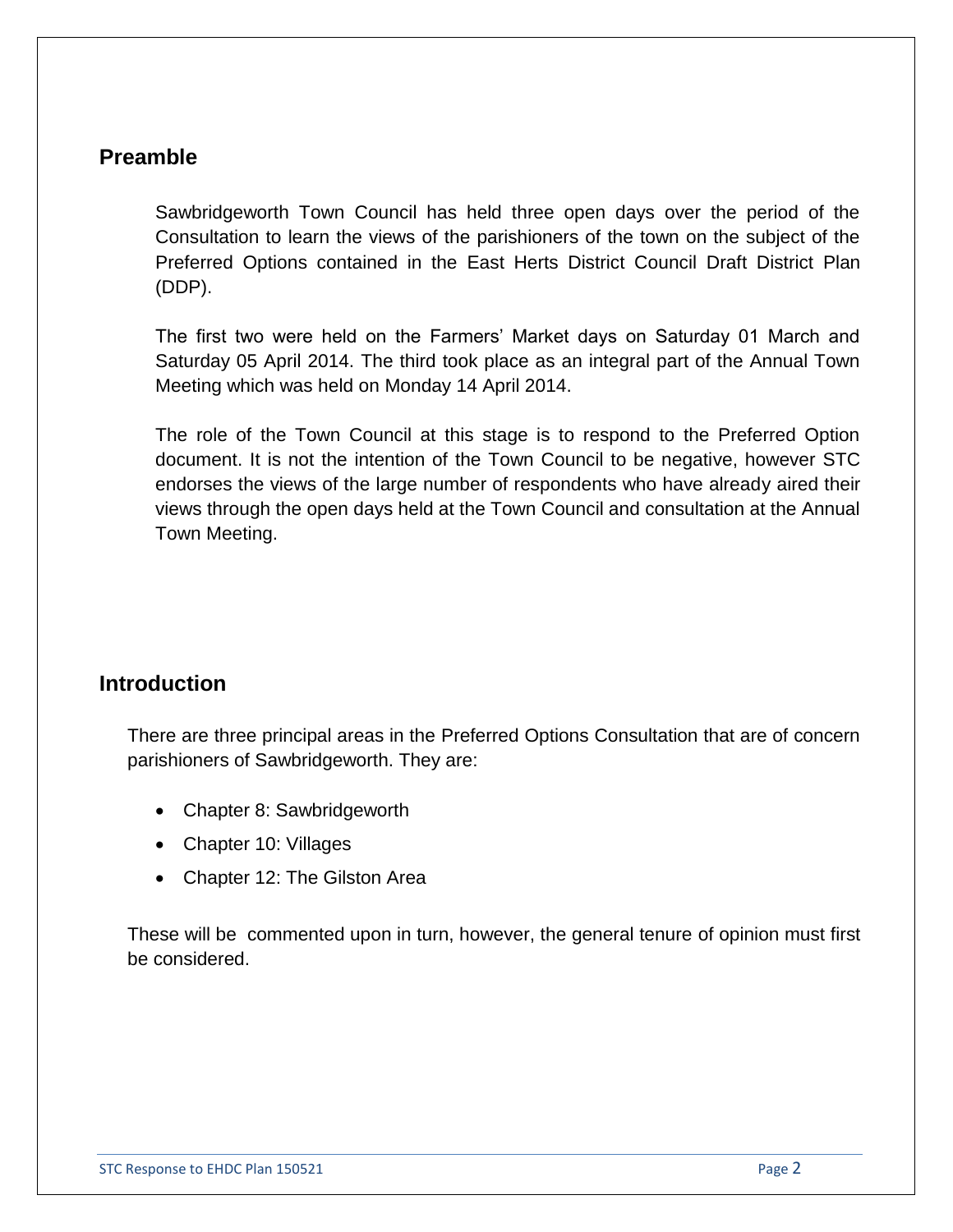## Preamble

Sawbridgeworth Town Council has held three open days over the period of the Consultation to learn the views of the parishioners of the town on the subject of the Preferred Options contained in the East Herts District Council Draft District Plan (DDP).

The first two were held on the Farmers' Market days on Saturday 01 March and Saturday 05 April 2014. The third took place as an integral part of the Annual Town Meeting which was held on Monday 14 April 2014.

The role of the Town Council at this stage is to respond to the Preferred Option document. It is not the intention of the Town Council to be negative, however STC endorses the views of the large number of respondents who have already aired their views through the open days held at the Town Council and consultation at the Annual Town Meeting.

## Introduction

There are three principal areas in the Preferred Options Consultation that are of concern parishioners of Sawbridgeworth. They are:

- Chapter 8: Sawbridgeworth
- Chapter 10: Villages
- Chapter 12: The Gilston Area

These will be commented upon in turn, however, the general tenure of opinion must first be considered.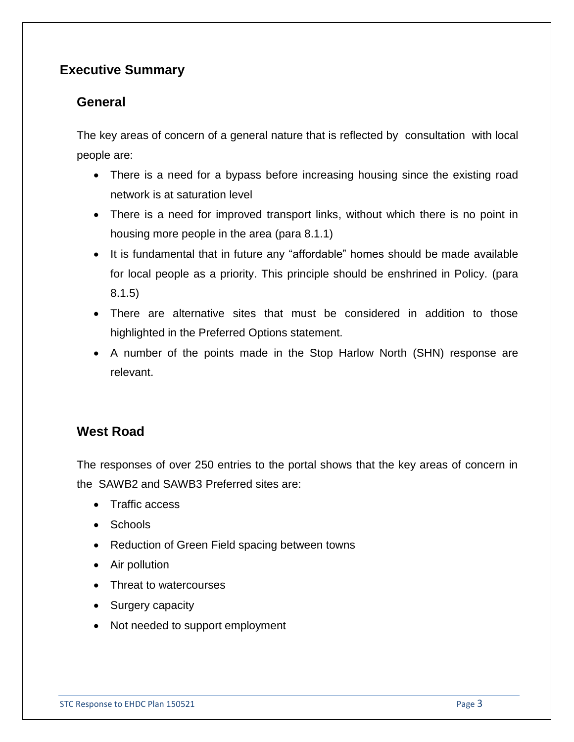# Executive Summary

## General

The key areas of concern of a general nature that is reflected by consultation with local people are:

- There is a need for a bypass before increasing housing since the existing road network is at saturation level
- There is a need for improved transport links, without which there is no point in housing more people in the area (para 8.1.1)
- It is fundamental that in future any "affordable" homes should be made available for local people as a priority. This principle should be enshrined in Policy. (para 8.1.5)
- There are alternative sites that must be considered in addition to those highlighted in the Preferred Options statement.
- A number of the points made in the Stop Harlow North (SHN) response are relevant.

## West Road

The responses of over 250 entries to the portal shows that the key areas of concern in the SAWB2 and SAWB3 Preferred sites are:

- Traffic access
- Schools
- Reduction of Green Field spacing between towns
- Air pollution
- Threat to watercourses
- Surgery capacity
- Not needed to support employment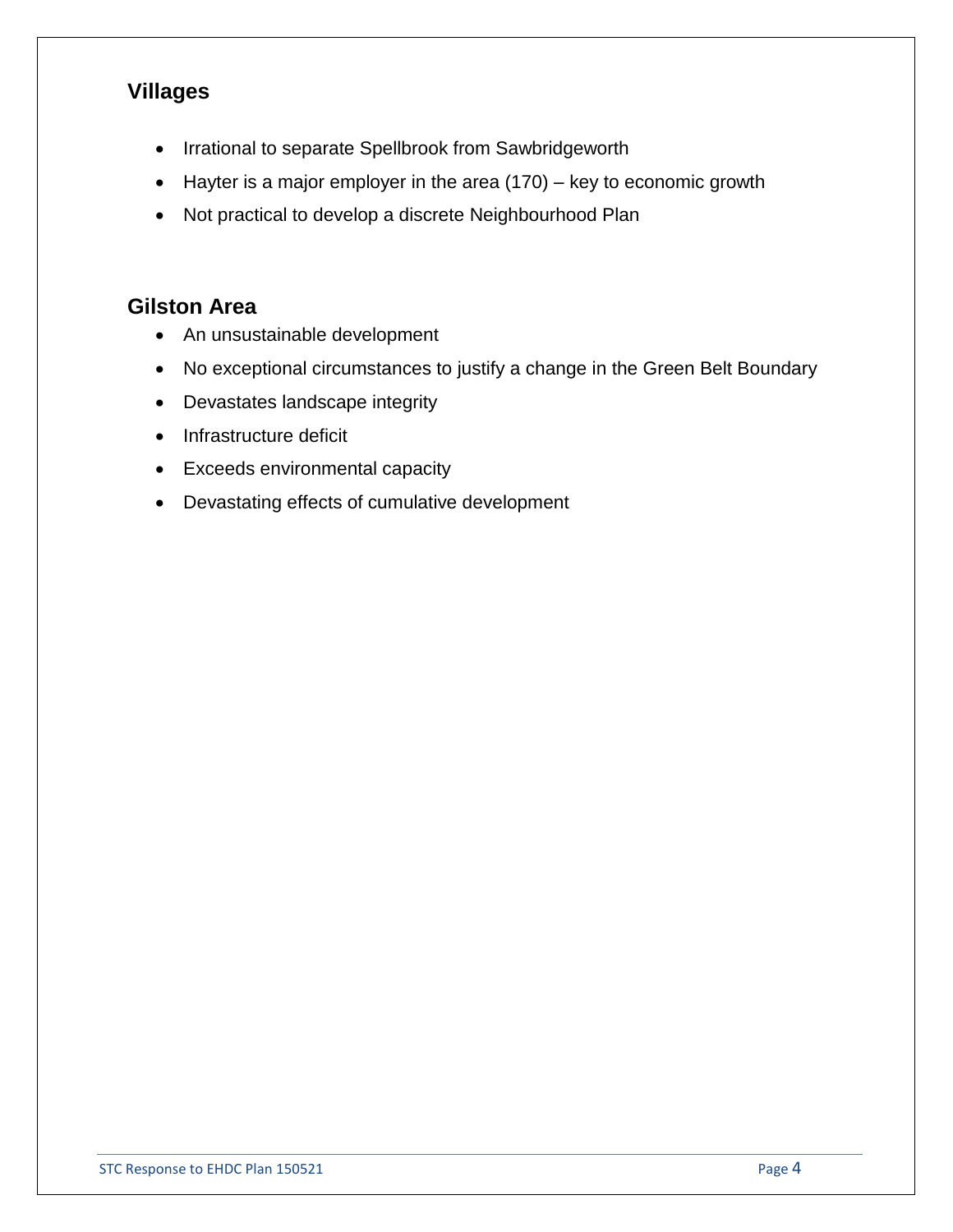## Villages

- Irrational to separate Spellbrook from Sawbridgeworth
- Hayter is a major employer in the area (170) – key to economic growth
- Not practical to develop a discrete Neighbourhood Plan

## Gilston Area

- An unsustainable development
- No exceptional circumstances to justify a change in the Green Belt Boundary
- Devastates landscape integrity
- Infrastructure deficit
- Exceeds environmental capacity
- Devastating effects of cumulative development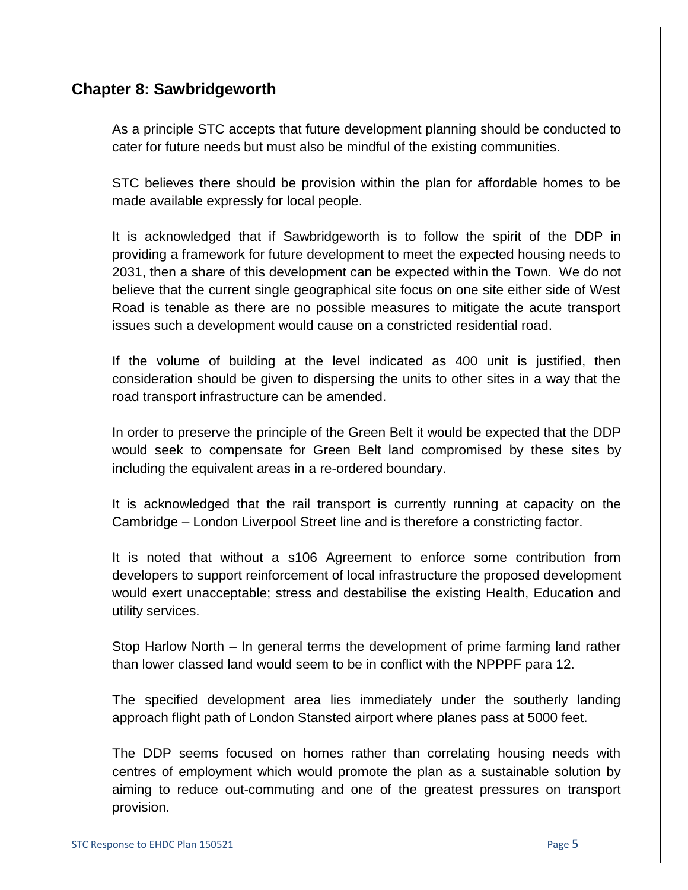## Chapter 8: Sawbridgeworth

As a principle STC accepts that future development planning should be conducted to cater for future needs but must also be mindful of the existing communities.

STC believes there should be provision within the plan for affordable homes to be made available expressly for local people.

It is acknowledged that if Sawbridgeworth is to follow the spirit of the DDP in providing a framework for future development to meet the expected housing needs to 2031, then a share of this development can be expected within the Town. We do not believe that the current single geographical site focus on one site either side of West Road is tenable as there are no possible measures to mitigate the acute transport issues such a development would cause on a constricted residential road.

If the volume of building at the level indicated as 400 unit is justified, then consideration should be given to dispersing the units to other sites in a way that the road transport infrastructure can be amended.

In order to preserve the principle of the Green Belt it would be expected that the DDP would seek to compensate for Green Belt land compromised by these sites by including the equivalent areas in a re-ordered boundary.

It is acknowledged that the rail transport is currently running at capacity on the Cambridge – London Liverpool Street line and is therefore a constricting factor.

It is noted that without a s106 Agreement to enforce some contribution from developers to support reinforcement of local infrastructure the proposed development would exert unacceptable; stress and destabilise the existing Health, Education and utility services.

Stop Harlow North – In general terms the development of prime farming land rather than lower classed land would seem to be in conflict with the NPPPF para 12.

The specified development area lies immediately under the southerly landing approach flight path of London Stansted airport where planes pass at 5000 feet.

The DDP seems focused on homes rather than correlating housing needs with centres of employment which would promote the plan as a sustainable solution by aiming to reduce out-commuting and one of the greatest pressures on transport provision.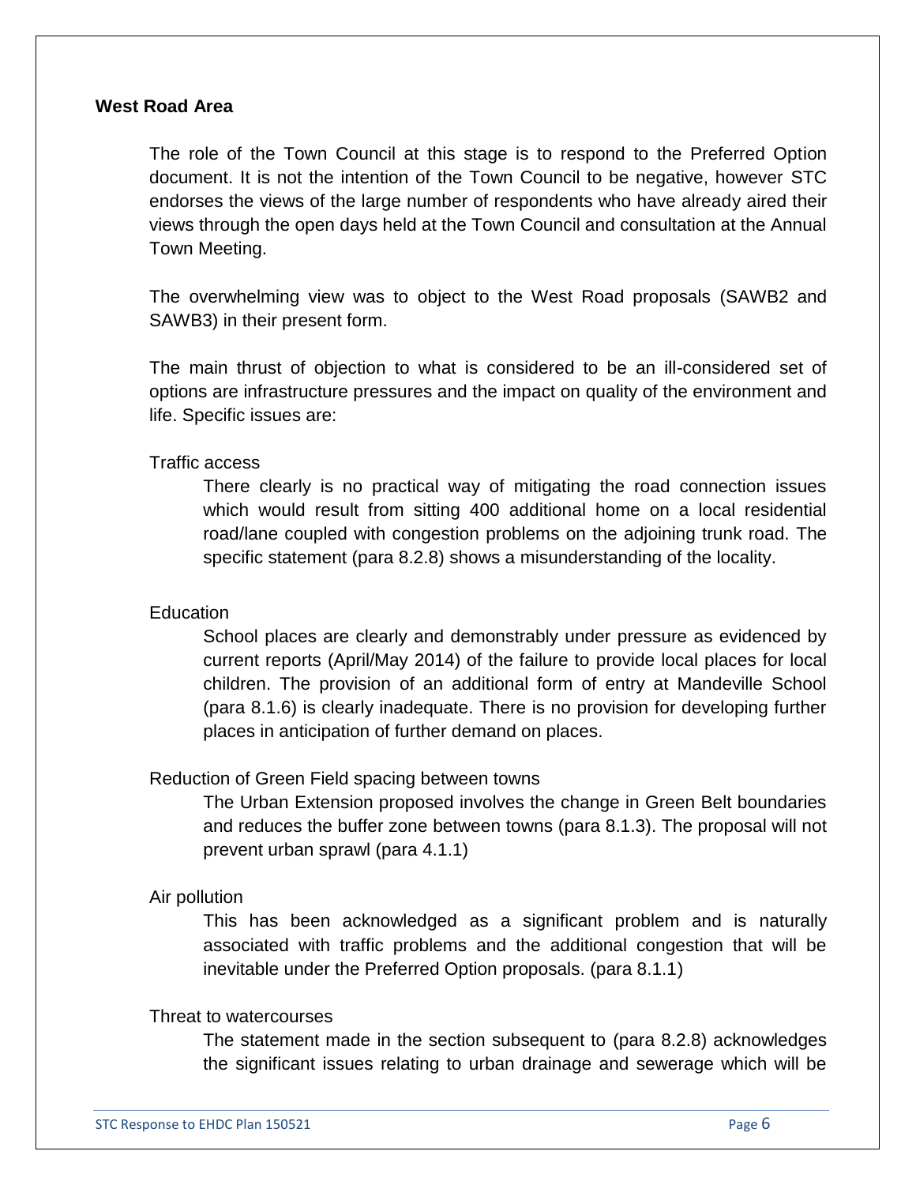## West Road Area

The role of the Town Council at this stage is to respond to the Preferred Option document. It is not the intention of the Town Council to be negative, however STC endorses the views of the large number of respondents who have already aired their views through the open days held at the Town Council and consultation at the Annual Town Meeting.

The overwhelming view was to object to the West Road proposals (SAWB2 and SAWB3) in their present form.

The main thrust of objection to what is considered to be an ill-considered set of options are infrastructure pressures and the impact on quality of the environment and life. Specific issues are:

Traffic access

> There clearly is no practical way of mitigating the road connection issues which would result from sitting 400 additional home on a local residential road/lane coupled with congestion problems on the adjoining trunk road. The specific statement (para 8.2.8) shows a misunderstanding of the locality.

Education

> School places are clearly and demonstrably under pressure as evidenced by current reports (April/May 2014) of the failure to provide local places for local children. The provision of an additional form of entry at Mandeville School (para 8.1.6) is clearly inadequate. There is no provision for developing further places in anticipation of further demand on places.

Reduction of Green Field spacing between towns

> The Urban Extension proposed involves the change in Green Belt boundaries and reduces the buffer zone between towns (para 8.1.3). The proposal will not prevent urban sprawl (para 4.1.1)

Air pollution

> This has been acknowledged as a significant problem and is naturally associated with traffic problems and the additional congestion that will be inevitable under the Preferred Option proposals. (para 8.1.1)

Threat to watercourses

> The statement made in the section subsequent to (para 8.2.8) acknowledges the significant issues relating to urban drainage and sewerage which will be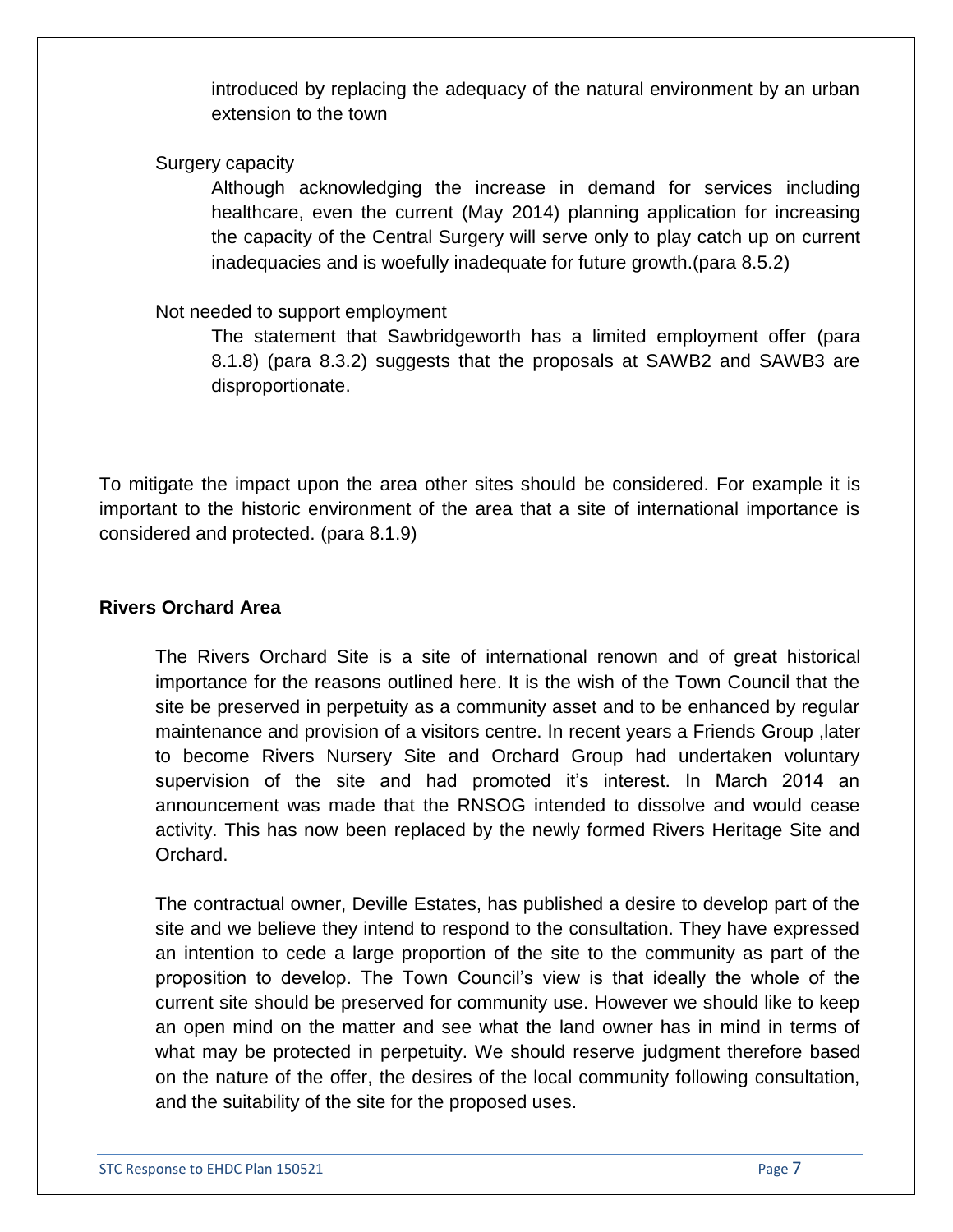introduced by replacing the adequacy of the natural environment by an urban extension to the town

Surgery capacity

Although acknowledging the increase in demand for services including healthcare, even the current (May 2014) planning application for increasing the capacity of the Central Surgery will serve only to play catch up on current inadequacies and is woefully inadequate for future growth.(para 8.5.2)

Not needed to support employment

The statement that Sawbridgeworth has a limited employment offer (para 8.1.8) (para 8.3.2) suggests that the proposals at SAWB2 and SAWB3 are disproportionate.

To mitigate the impact upon the area other sites should be considered. For example it is important to the historic environment of the area that a site of international importance is considered and protected. (para 8.1.9)

**Rivers Orchard Area**

The Rivers Orchard Site is a site of international renown and of great historical importance for the reasons outlined here. It is the wish of the Town Council that the site be preserved in perpetuity as a community asset and to be enhanced by regular maintenance and provision of a visitors centre. In recent years a Friends Group ,later to become Rivers Nursery Site and Orchard Group had undertaken voluntary supervision of the site and had promoted it's interest. In March 2014 an announcement was made that the RNSOG intended to dissolve and would cease activity. This has now been replaced by the newly formed Rivers Heritage Site and Orchard.

The contractual owner, Deville Estates, has published a desire to develop part of the site and we believe they intend to respond to the consultation. They have expressed an intention to cede a large proportion of the site to the community as part of the proposition to develop. The Town Council's view is that ideally the whole of the current site should be preserved for community use. However we should like to keep an open mind on the matter and see what the land owner has in mind in terms of what may be protected in perpetuity. We should reserve judgment therefore based on the nature of the offer, the desires of the local community following consultation, and the suitability of the site for the proposed uses.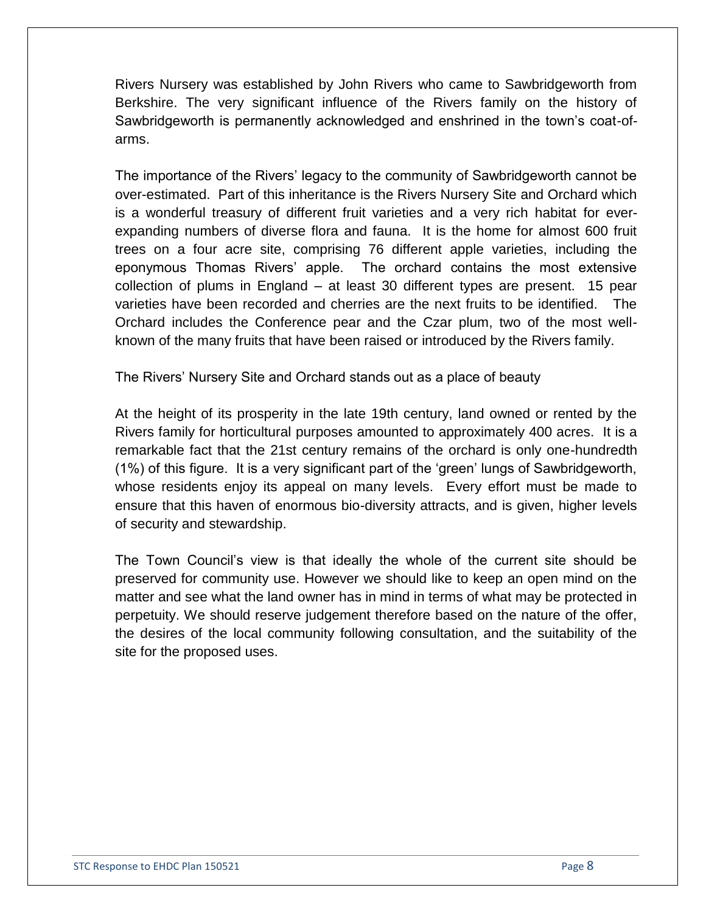Rivers Nursery was established by John Rivers who came to Sawbridgeworth from Berkshire. The very significant influence of the Rivers family on the history of Sawbridgeworth is permanently acknowledged and enshrined in the town's coat-of-arms.

The importance of the Rivers' legacy to the community of Sawbridgeworth cannot be over-estimated. Part of this inheritance is the Rivers Nursery Site and Orchard which is a wonderful treasury of different fruit varieties and a very rich habitat for ever-expanding numbers of diverse flora and fauna. It is the home for almost 600 fruit trees on a four acre site, comprising 76 different apple varieties, including the eponymous Thomas Rivers' apple. The orchard contains the most extensive collection of plums in England – at least 30 different types are present. 15 pear varieties have been recorded and cherries are the next fruits to be identified. The Orchard includes the Conference pear and the Czar plum, two of the most well-known of the many fruits that have been raised or introduced by the Rivers family.

The Rivers' Nursery Site and Orchard stands out as a place of beauty

At the height of its prosperity in the late 19th century, land owned or rented by the Rivers family for horticultural purposes amounted to approximately 400 acres. It is a remarkable fact that the 21st century remains of the orchard is only one-hundredth (1%) of this figure. It is a very significant part of the 'green' lungs of Sawbridgeworth, whose residents enjoy its appeal on many levels. Every effort must be made to ensure that this haven of enormous bio-diversity attracts, and is given, higher levels of security and stewardship.

The Town Council's view is that ideally the whole of the current site should be preserved for community use. However we should like to keep an open mind on the matter and see what the land owner has in mind in terms of what may be protected in perpetuity. We should reserve judgement therefore based on the nature of the offer, the desires of the local community following consultation, and the suitability of the site for the proposed uses.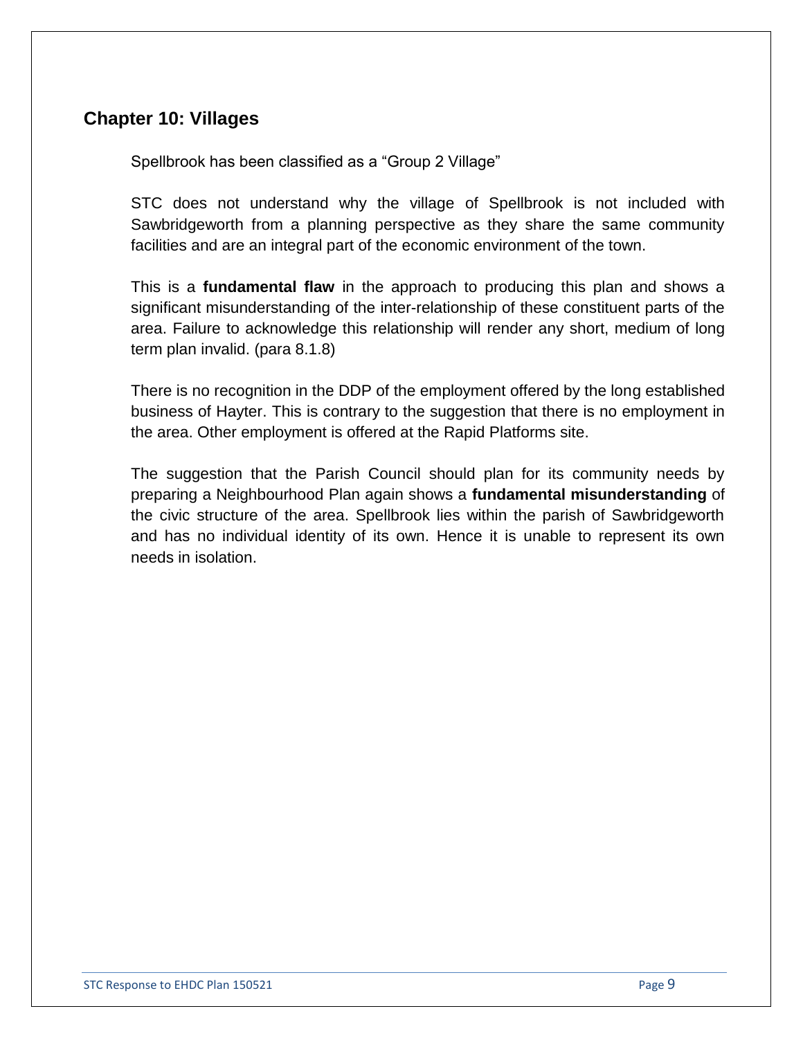## Chapter 10: Villages

Spellbrook has been classified as a “Group 2 Village”

STC does not understand why the village of Spellbrook is not included with Sawbridgeworth from a planning perspective as they share the same community facilities and are an integral part of the economic environment of the town.

This is a **fundamental flaw** in the approach to producing this plan and shows a significant misunderstanding of the inter-relationship of these constituent parts of the area. Failure to acknowledge this relationship will render any short, medium of long term plan invalid. (para 8.1.8)

There is no recognition in the DDP of the employment offered by the long established business of Hayter. This is contrary to the suggestion that there is no employment in the area. Other employment is offered at the Rapid Platforms site.

The suggestion that the Parish Council should plan for its community needs by preparing a Neighbourhood Plan again shows a **fundamental misunderstanding** of the civic structure of the area. Spellbrook lies within the parish of Sawbridgeworth and has no individual identity of its own. Hence it is unable to represent its own needs in isolation.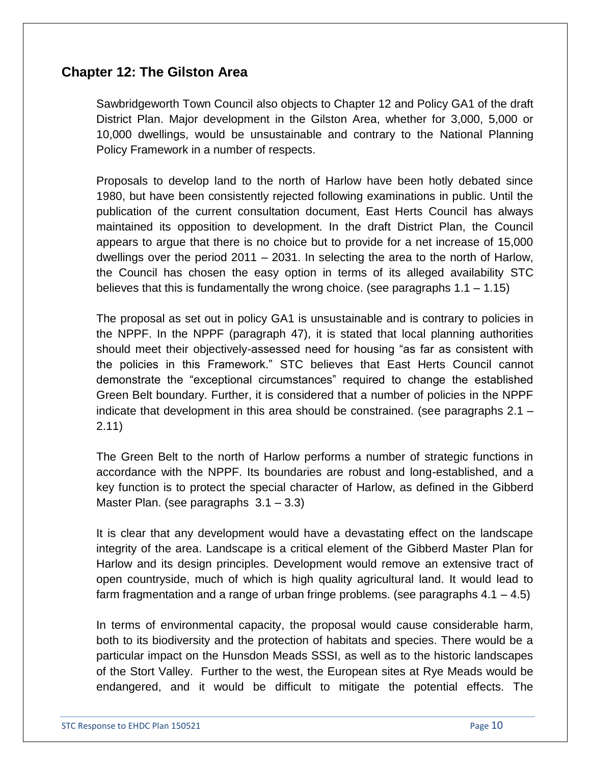## Chapter 12: The Gilston Area

Sawbridgeworth Town Council also objects to Chapter 12 and Policy GA1 of the draft District Plan. Major development in the Gilston Area, whether for 3,000, 5,000 or 10,000 dwellings, would be unsustainable and contrary to the National Planning Policy Framework in a number of respects.

Proposals to develop land to the north of Harlow have been hotly debated since 1980, but have been consistently rejected following examinations in public. Until the publication of the current consultation document, East Herts Council has always maintained its opposition to development. In the draft District Plan, the Council appears to argue that there is no choice but to provide for a net increase of 15,000 dwellings over the period 2011 – 2031. In selecting the area to the north of Harlow, the Council has chosen the easy option in terms of its alleged availability STC believes that this is fundamentally the wrong choice. (see paragraphs 1.1 – 1.15)

The proposal as set out in policy GA1 is unsustainable and is contrary to policies in the NPPF. In the NPPF (paragraph 47), it is stated that local planning authorities should meet their objectively-assessed need for housing "as far as consistent with the policies in this Framework." STC believes that East Herts Council cannot demonstrate the "exceptional circumstances" required to change the established Green Belt boundary. Further, it is considered that a number of policies in the NPPF indicate that development in this area should be constrained. (see paragraphs 2.1 – 2.11)

The Green Belt to the north of Harlow performs a number of strategic functions in accordance with the NPPF. Its boundaries are robust and long-established, and a key function is to protect the special character of Harlow, as defined in the Gibberd Master Plan. (see paragraphs 3.1 – 3.3)

It is clear that any development would have a devastating effect on the landscape integrity of the area. Landscape is a critical element of the Gibberd Master Plan for Harlow and its design principles. Development would remove an extensive tract of open countryside, much of which is high quality agricultural land. It would lead to farm fragmentation and a range of urban fringe problems. (see paragraphs 4.1 – 4.5)

In terms of environmental capacity, the proposal would cause considerable harm, both to its biodiversity and the protection of habitats and species. There would be a particular impact on the Hunsdon Meads SSSI, as well as to the historic landscapes of the Stort Valley. Further to the west, the European sites at Rye Meads would be endangered, and it would be difficult to mitigate the potential effects. The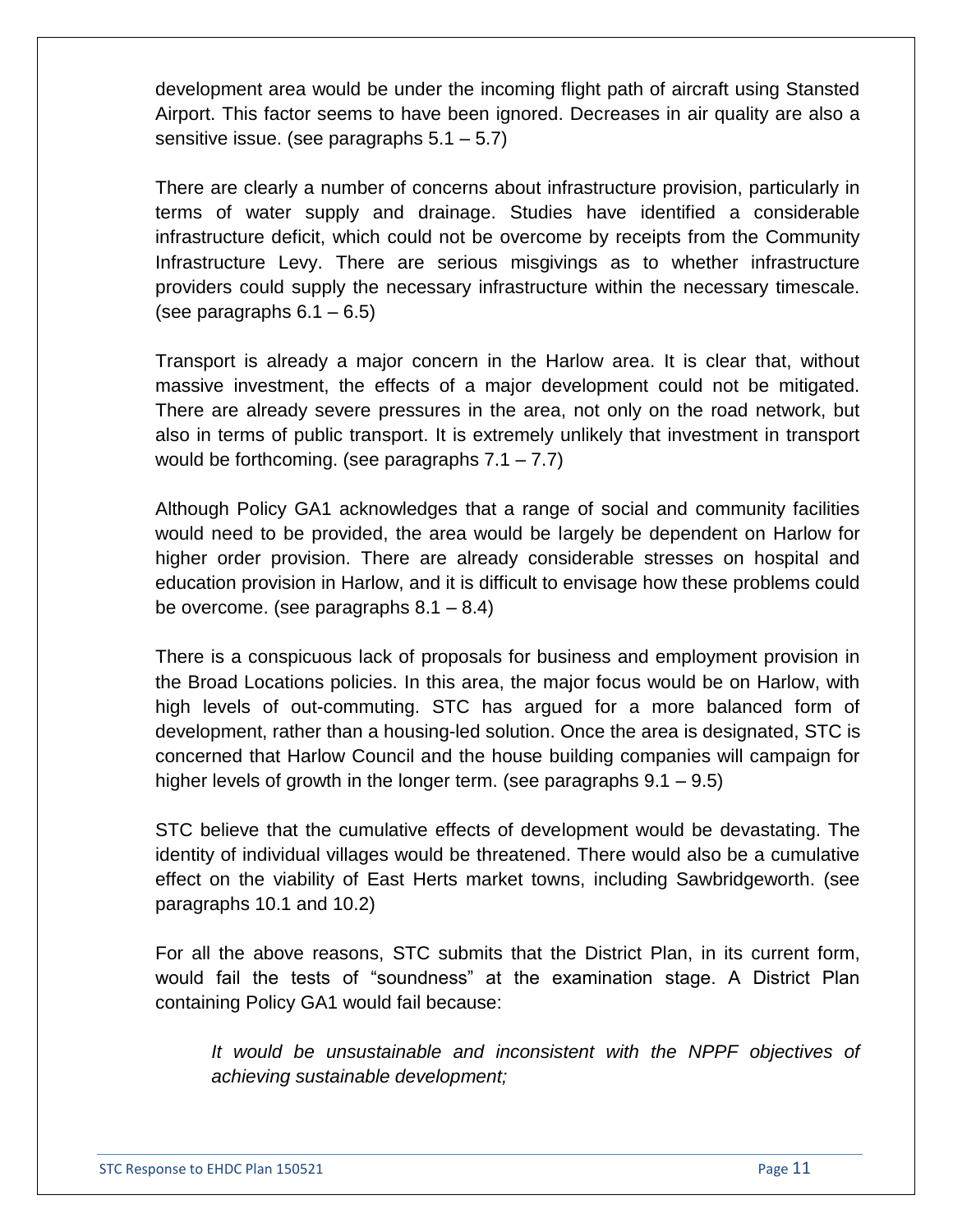development area would be under the incoming flight path of aircraft using Stansted Airport. This factor seems to have been ignored. Decreases in air quality are also a sensitive issue. (see paragraphs 5.1 – 5.7)

There are clearly a number of concerns about infrastructure provision, particularly in terms of water supply and drainage. Studies have identified a considerable infrastructure deficit, which could not be overcome by receipts from the Community Infrastructure Levy. There are serious misgivings as to whether infrastructure providers could supply the necessary infrastructure within the necessary timescale. (see paragraphs 6.1 – 6.5)

Transport is already a major concern in the Harlow area. It is clear that, without massive investment, the effects of a major development could not be mitigated. There are already severe pressures in the area, not only on the road network, but also in terms of public transport. It is extremely unlikely that investment in transport would be forthcoming. (see paragraphs 7.1 – 7.7)

Although Policy GA1 acknowledges that a range of social and community facilities would need to be provided, the area would be largely be dependent on Harlow for higher order provision. There are already considerable stresses on hospital and education provision in Harlow, and it is difficult to envisage how these problems could be overcome. (see paragraphs 8.1 – 8.4)

There is a conspicuous lack of proposals for business and employment provision in the Broad Locations policies. In this area, the major focus would be on Harlow, with high levels of out-commuting. STC has argued for a more balanced form of development, rather than a housing-led solution. Once the area is designated, STC is concerned that Harlow Council and the house building companies will campaign for higher levels of growth in the longer term. (see paragraphs 9.1 – 9.5)

STC believe that the cumulative effects of development would be devastating. The identity of individual villages would be threatened. There would also be a cumulative effect on the viability of East Herts market towns, including Sawbridgeworth. (see paragraphs 10.1 and 10.2)

For all the above reasons, STC submits that the District Plan, in its current form, would fail the tests of "soundness" at the examination stage. A District Plan containing Policy GA1 would fail because:

> *It would be unsustainable and inconsistent with the NPPF objectives of achieving sustainable development;*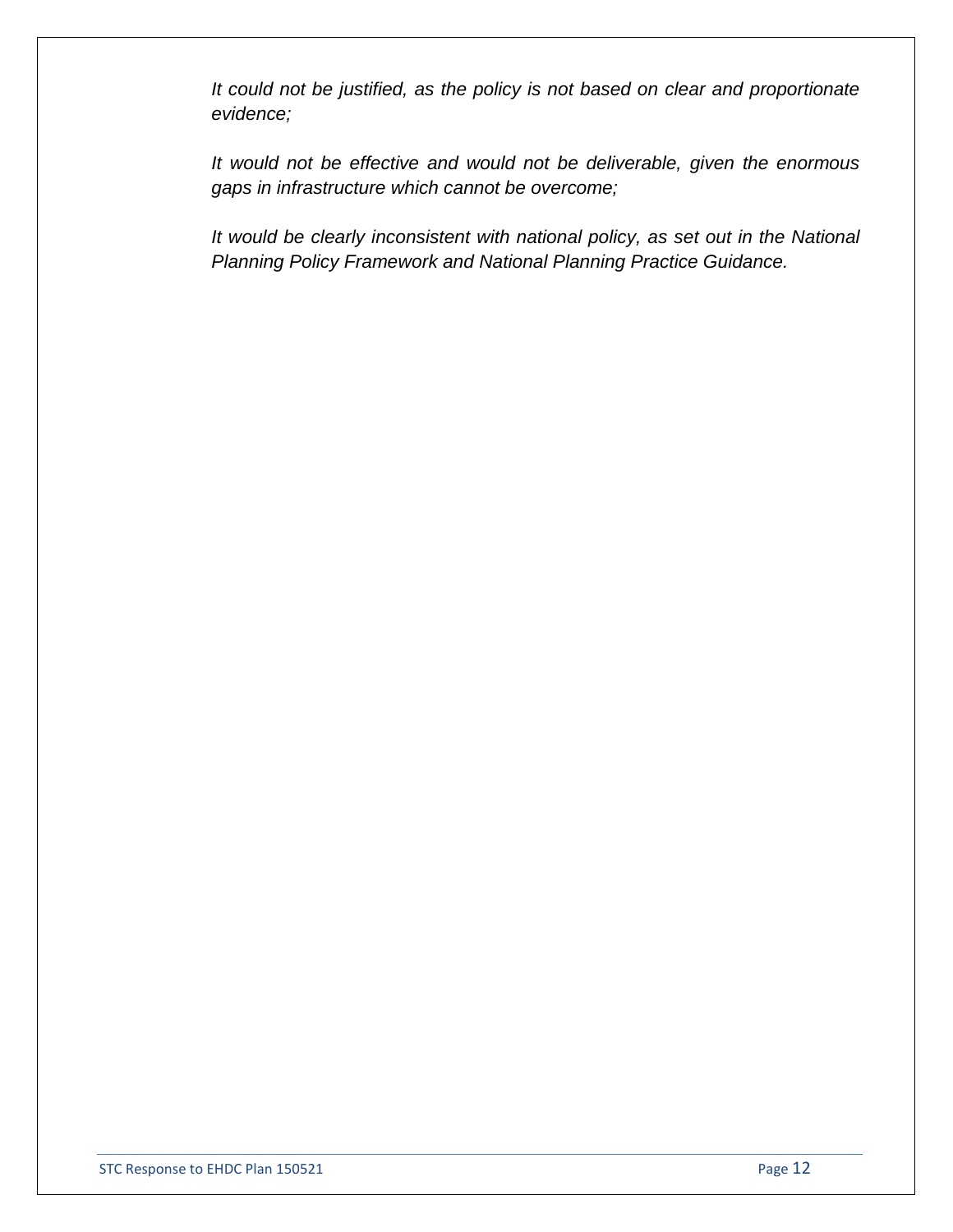*It could not be justified, as the policy is not based on clear and proportionate evidence;*

*It would not be effective and would not be deliverable, given the enormous gaps in infrastructure which cannot be overcome;*

*It would be clearly inconsistent with national policy, as set out in the National Planning Policy Framework and National Planning Practice Guidance.*